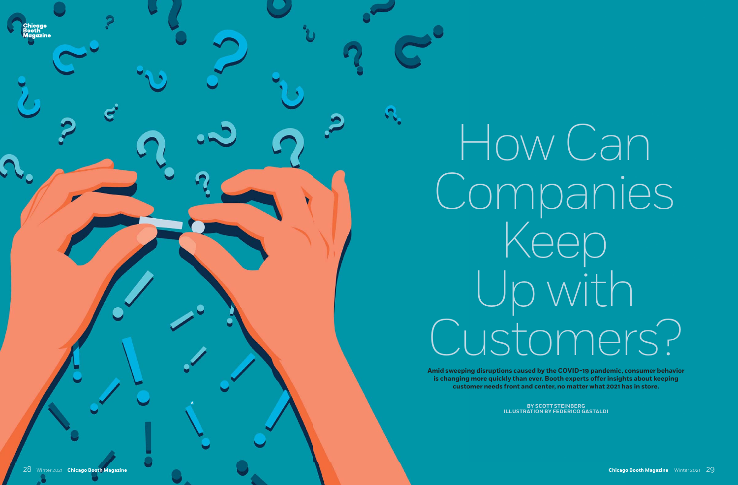# How Can Companies Keep Up with Customers?

**Amid sweeping disruptions caused by the COVID-19 pandemic, consumer behavior is changing more quickly than ever. Booth experts offer insights about keeping customer needs front and center, no matter what 2021 has in store.**

BY SCOTT STEINBERG
ILLUSTRATION BY FEDERICO GASTALDI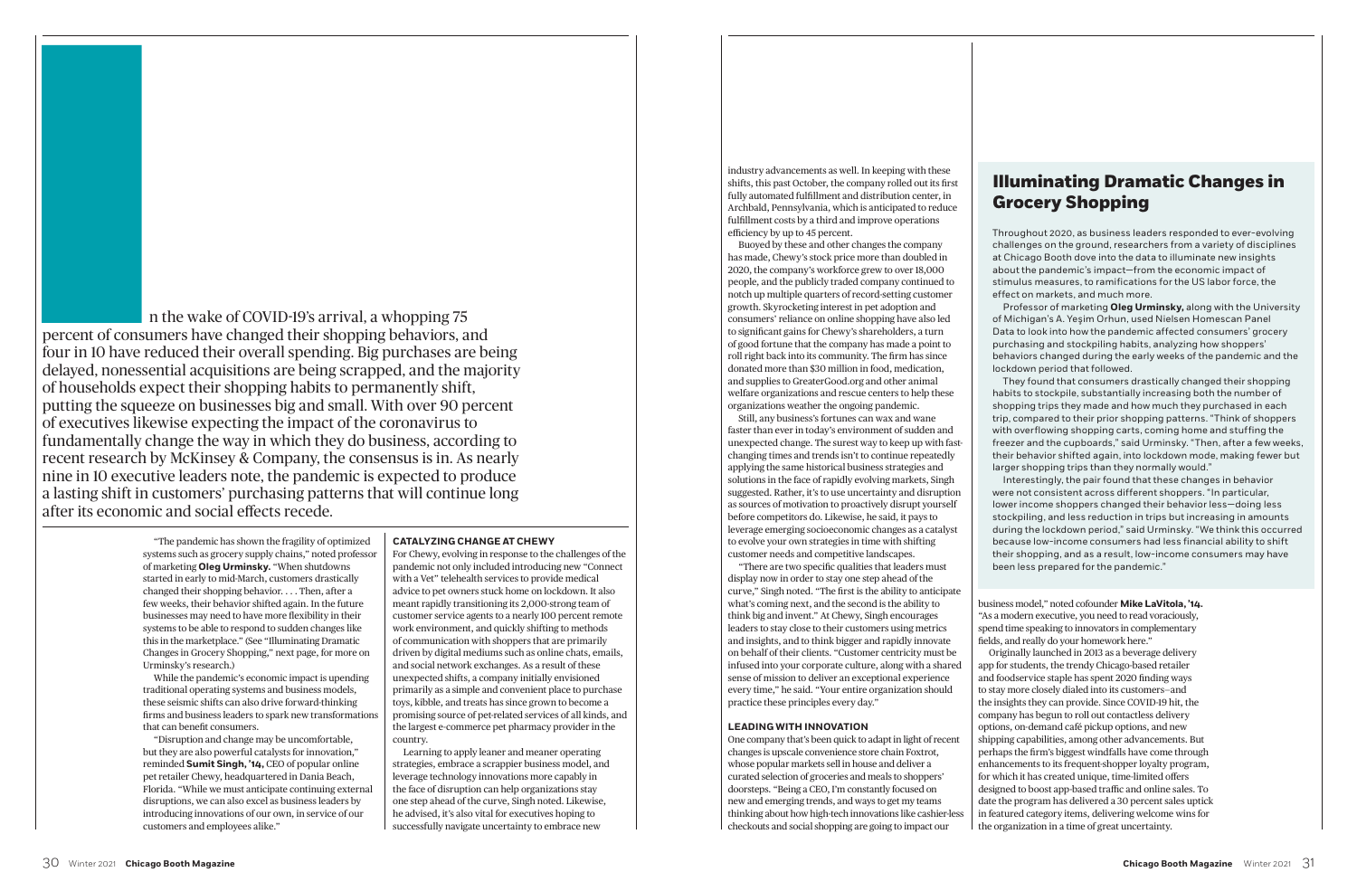In the wake of COVID-19's arrival, a whopping 75 percent of consumers have changed their shopping behaviors, and four in 10 have reduced their overall spending. Big purchases are being delayed, nonessential acquisitions are being scrapped, and the majority of households expect their shopping habits to permanently shift, putting the squeeze on businesses big and small. With over 90 percent of executives likewise expecting the impact of the coronavirus to fundamentally change the way in which they do business, according to recent research by McKinsey & Company, the consensus is in. As nearly nine in 10 executive leaders note, the pandemic is expected to produce a lasting shift in customers' purchasing patterns that will continue long after its economic and social effects recede.

"The pandemic has shown the fragility of optimized systems such as grocery supply chains," noted professor of marketing **Oleg Urminsky**. "When shutdowns started in early to mid-March, customers drastically changed their shopping behavior. . . . Then, after a few weeks, their behavior shifted again. In the future businesses may need to have more flexibility in their systems to be able to respond to sudden changes like this in the marketplace." (See "Illuminating Dramatic Changes in Grocery Shopping," next page, for more on Urminsky's research.)

While the pandemic's economic impact is upending traditional operating systems and business models, these seismic shifts can also drive forward-thinking firms and business leaders to spark new transformations that can benefit consumers.

"Disruption and change may be uncomfortable, but they are also powerful catalysts for innovation," reminded **Sumit Singh, '14,** CEO of popular online pet retailer Chewy, headquartered in Dania Beach, Florida. "While we must anticipate continuing external disruptions, we can also excel as business leaders by introducing innovations of our own, in service of our customers and employees alike."

### CATALYZING CHANGE AT CHEWY

For Chewy, evolving in response to the challenges of the pandemic not only included introducing new "Connect with a Vet" telehealth services to provide medical advice to pet owners stuck home on lockdown. It also meant rapidly transitioning its 2,000-strong team of customer service agents to a nearly 100 percent remote work environment, and quickly shifting to methods of communication with shoppers that are primarily driven by digital mediums such as online chats, emails, and social network exchanges. As a result of these unexpected shifts, a company initially envisioned primarily as a simple and convenient place to purchase toys, kibble, and treats has since grown to become a promising source of pet-related services of all kinds, and the largest e-commerce pet pharmacy provider in the country.

Learning to apply leaner and meaner operating strategies, embrace a scrappier business model, and leverage technology innovations more capably in the face of disruption can help organizations stay one step ahead of the curve, Singh noted. Likewise, he advised, it's also vital for executives hoping to successfully navigate uncertainty to embrace new industry advancements as well. In keeping with these shifts, this past October, the company rolled out its first fully automated fulfillment and distribution center, in Archbald, Pennsylvania, which is anticipated to reduce fulfillment costs by a third and improve operations efficiency by up to 45 percent.

Buoyed by these and other changes the company has made, Chewy's stock price more than doubled in 2020, the company's workforce grew to over 18,000 people, and the publicly traded company continued to notch up multiple quarters of record-setting customer growth. Skyrocketing interest in pet adoption and consumers' reliance on online shopping have also led to significant gains for Chewy's shareholders, a turn of good fortune that the company has made a point to roll right back into its community. The firm has since donated more than $30 million in food, medication, and supplies to GreaterGood.org and other animal welfare organizations and rescue centers to help these organizations weather the ongoing pandemic.

Still, any business's fortunes can wax and wane faster than ever in today's environment of sudden and unexpected change. The surest way to keep up with fast-changing times and trends isn't to continue repeatedly applying the same historical business strategies and solutions in the face of rapidly evolving markets, Singh suggested. Rather, it's to use uncertainty and disruption as sources of motivation to proactively disrupt yourself before competitors do. Likewise, he said, it pays to leverage emerging socioeconomic changes as a catalyst to evolve your own strategies in time with shifting customer needs and competitive landscapes.

"There are two specific qualities that leaders must display now in order to stay one step ahead of the curve," Singh noted. "The first is the ability to anticipate what's coming next, and the second is the ability to think big and invent." At Chewy, Singh encourages leaders to stay close to their customers using metrics and insights, and to think bigger and rapidly innovate on behalf of their clients. "Customer centricity must be infused into your corporate culture, along with a shared sense of mission to deliver an exceptional experience every time," he said. "Your entire organization should practice these principles every day."

### LEADING WITH INNOVATION

One company that's been quick to adapt in light of recent changes is upscale convenience store chain Foxtrot, whose popular markets sell in house and deliver a curated selection of groceries and meals to shoppers' doorsteps. "Being a CEO, I'm constantly focused on new and emerging trends, and ways to get my teams thinking about how high-tech innovations like cashier-less checkouts and social shopping are going to impact our business model," noted cofounder **Mike LaVitola, '14.** "As a modern executive, you need to read voraciously, spend time speaking to innovators in complementary fields, and really do your homework here."

Originally launched in 2013 as a beverage delivery app for students, the trendy Chicago-based retailer and foodservice staple has spent 2020 finding ways to stay more closely dialed into its customers—and the insights they can provide. Since COVID-19 hit, the company has begun to roll out contactless delivery options, on-demand café pickup options, and new shipping capabilities, among other advancements. But perhaps the firm's biggest windfalls have come through enhancements to its frequent-shopper loyalty program, for which it has created unique, time-limited offers designed to boost app-based traffic and online sales. To date the program has delivered a 30 percent sales uptick in featured category items, delivering welcome wins for the organization in a time of great uncertainty.

## Illuminating Dramatic Changes in Grocery Shopping

Throughout 2020, as business leaders responded to ever-evolving challenges on the ground, researchers from a variety of disciplines at Chicago Booth dove into the data to illuminate new insights about the pandemic's impact—from the economic impact of stimulus measures, to ramifications for the US labor force, the effect on markets, and much more.

Professor of marketing **Oleg Urminsky,** along with the University of Michigan's A. Yeşim Orhun, used Nielsen Homescan Panel Data to look into how the pandemic affected consumers' grocery purchasing and stockpiling habits, analyzing how shoppers' behaviors changed during the early weeks of the pandemic and the lockdown period that followed.

They found that consumers drastically changed their shopping habits to stockpile, substantially increasing both the number of shopping trips they made and how much they purchased in each trip, compared to their prior shopping patterns. "Think of shoppers with overflowing shopping carts, coming home and stuffing the freezer and the cupboards," said Urminsky. "Then, after a few weeks, their behavior shifted again, into lockdown mode, making fewer but larger shopping trips than they normally would."

Interestingly, the pair found that these changes in behavior were not consistent across different shoppers. "In particular, lower income shoppers changed their behavior less—doing less stockpiling, and less reduction in trips but increasing in amounts during the lockdown period," said Urminsky. "We think this occurred because low-income consumers had less financial ability to shift their shopping, and as a result, low-income consumers may have been less prepared for the pandemic."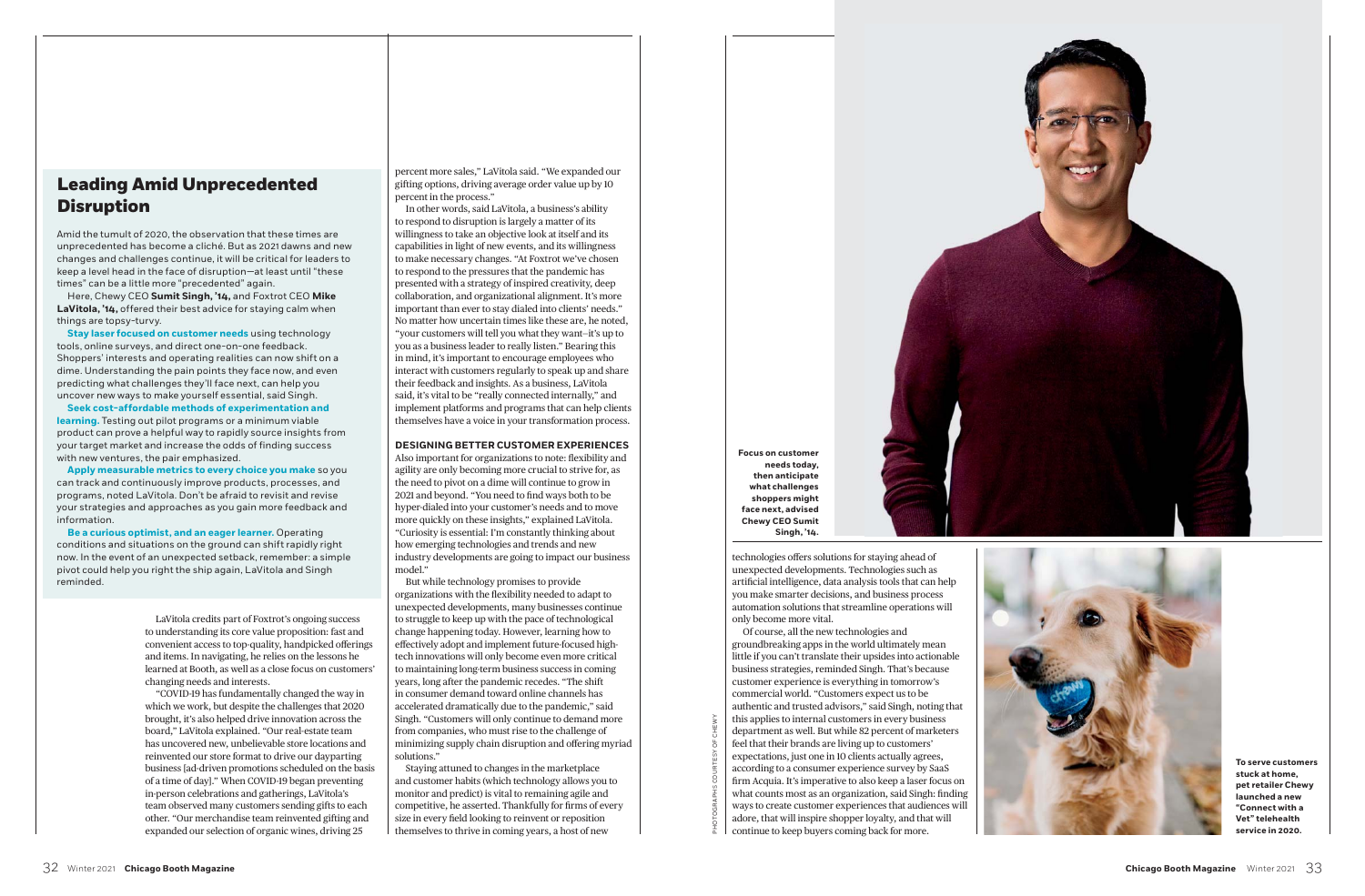## Leading Amid Unprecedented Disruption

Amid the tumult of 2020, the observation that these times are unprecedented has become a cliché. But as 2021 dawns and new changes and challenges continue, it will be critical for leaders to keep a level head in the face of disruption—at least until "these times" can be a little more "precedented" again.

Here, Chewy CEO **Sumit Singh, '14,** and Foxtrot CEO **Mike LaVitola, '14,** offered their best advice for staying calm when things are topsy-turvy.

**Stay laser focused on customer needs** using technology tools, online surveys, and direct one-on-one feedback. Shoppers' interests and operating realities can now shift on a dime. Understanding the pain points they face now, and even predicting what challenges they'll face next, can help you uncover new ways to make yourself essential, said Singh.

**Seek cost-affordable methods of experimentation and learning.** Testing out pilot programs or a minimum viable product can prove a helpful way to rapidly source insights from your target market and increase the odds of finding success with new ventures, the pair emphasized.

**Apply measurable metrics to every choice you make** so you can track and continuously improve products, processes, and programs, noted LaVitola. Don't be afraid to revisit and revise your strategies and approaches as you gain more feedback and information.

**Be a curious optimist, and an eager learner.** Operating conditions and situations on the ground can shift rapidly right now. In the event of an unexpected setback, remember: a simple pivot could help you right the ship again, LaVitola and Singh reminded.

LaVitola credits part of Foxtrot's ongoing success to understanding its core value proposition: fast and convenient access to top-quality, handpicked offerings and items. In navigating, he relies on the lessons he learned at Booth, as well as a close focus on customers' changing needs and interests.

"COVID-19 has fundamentally changed the way in which we work, but despite the challenges that 2020 brought, it's also helped drive innovation across the board," LaVitola explained. "Our real-estate team has uncovered new, unbelievable store locations and reinvented our store format to drive our dayparting business [ad-driven promotions scheduled on the basis of a time of day]." When COVID-19 began preventing in-person celebrations and gatherings, LaVitola's team observed many customers sending gifts to each other. "Our merchandise team reinvented gifting and expanded our selection of organic wines, driving 25 percent more sales," LaVitola said. "We expanded our gifting options, driving average order value up by 10 percent in the process."

In other words, said LaVitola, a business's ability to respond to disruption is largely a matter of its willingness to take an objective look at itself and its capabilities in light of new events, and its willingness to make necessary changes. "At Foxtrot we've chosen to respond to the pressures that the pandemic has presented with a strategy of inspired creativity, deep collaboration, and organizational alignment. It's more important than ever to stay dialed into clients' needs." No matter how uncertain times like these are, he noted, "your customers will tell you what they want—it's up to you as a business leader to really listen." Bearing this in mind, it's important to encourage employees who interact with customers regularly to speak up and share their feedback and insights. As a business, LaVitola said, it's vital to be "really connected internally," and implement platforms and programs that can help clients themselves have a voice in your transformation process.

### DESIGNING BETTER CUSTOMER EXPERIENCES

Also important for organizations to note: flexibility and agility are only becoming more crucial to strive for, as the need to pivot on a dime will continue to grow in 2021 and beyond. "You need to find ways both to be hyper-dialed into your customer's needs and to move more quickly on these insights," explained LaVitola. "Curiosity is essential: I'm constantly thinking about how emerging technologies and trends and new industry developments are going to impact our business model."

But while technology promises to provide organizations with the flexibility needed to adapt to unexpected developments, many businesses continue to struggle to keep up with the pace of technological change happening today. However, learning how to effectively adopt and implement future-focused high-tech innovations will only become even more critical to maintaining long-term business success in coming years, long after the pandemic recedes. "The shift in consumer demand toward online channels has accelerated dramatically due to the pandemic," said Singh. "Customers will only continue to demand more from companies, who must rise to the challenge of minimizing supply chain disruption and offering myriad solutions."

Staying attuned to changes in the marketplace and customer habits (which technology allows you to monitor and predict) is vital to remaining agile and competitive, he asserted. Thankfully for firms of every size in every field looking to reinvent or reposition themselves to thrive in coming years, a host of new technologies offers solutions for staying ahead of unexpected developments. Technologies such as artificial intelligence, data analysis tools that can help you make smarter decisions, and business process automation solutions that streamline operations will only become more vital.

Of course, all the new technologies and groundbreaking apps in the world ultimately mean little if you can't translate their upsides into actionable business strategies, reminded Singh. That's because customer experience is everything in tomorrow's commercial world. "Customers expect us to be authentic and trusted advisors," said Singh, noting that this applies to internal customers in every business department as well. But while 82 percent of marketers feel that their brands are living up to customers' expectations, just one in 10 clients actually agrees, according to a consumer experience survey by SaaS firm Acquia. It's imperative to also keep a laser focus on what counts most as an organization, said Singh: finding ways to create customer experiences that audiences will adore, that will inspire shopper loyalty, and that will continue to keep buyers coming back for more.

**Focus on customer needs today, then anticipate what challenges shoppers might face next, advised Chewy CEO Sumit Singh, '14.**

**To serve customers stuck at home, pet retailer Chewy launched a new "Connect with a Vet" telehealth service in 2020.**

PHOTOGRAPHS COURTESY OF CHEWY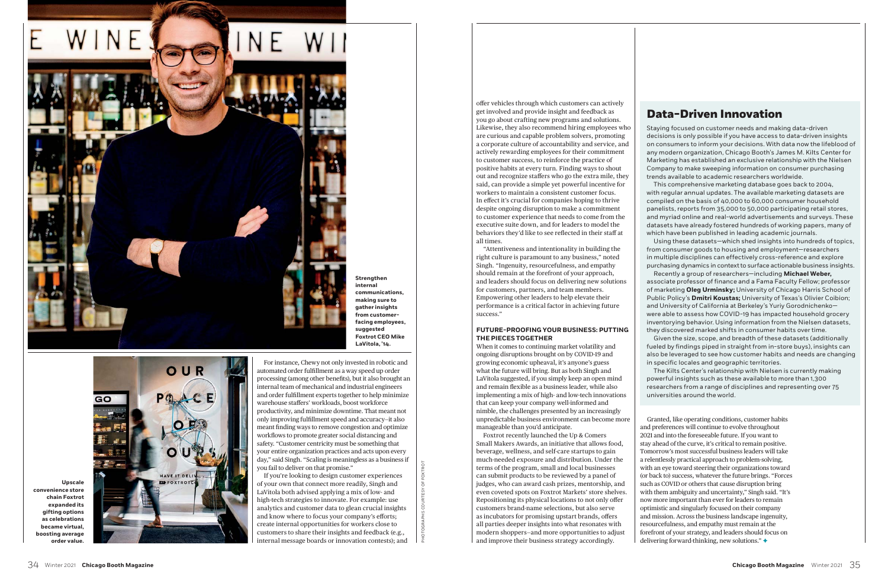Strengthen internal communications, making sure to gather insights from customer-facing employees, suggested Foxtrot CEO Mike LaVitola, '14.

Upscale convenience store chain Foxtrot expanded its gifting options as celebrations became virtual, boosting average order value.

For instance, Chewy not only invested in robotic and automated order fulfillment as a way speed up order processing (among other benefits), but it also brought an internal team of mechanical and industrial engineers and order fulfillment experts together to help minimize warehouse staffers' workloads, boost workforce productivity, and minimize downtime. That meant not only improving fulfillment speed and accuracy—it also meant finding ways to remove congestion and optimize workflows to promote greater social distancing and safety. "Customer centricity must be something that your entire organization practices and acts upon every day," said Singh. "Scaling is meaningless as a business if you fail to deliver on that promise."

If you're looking to design customer experiences of your own that connect more readily, Singh and LaVitola both advised applying a mix of low- and high-tech strategies to innovate. For example: use analytics and customer data to glean crucial insights and know where to focus your company's efforts; create internal opportunities for workers close to customers to share their insights and feedback (e.g., internal message boards or innovation contests); and offer vehicles through which customers can actively get involved and provide insight and feedback as you go about crafting new programs and solutions. Likewise, they also recommend hiring employees who are curious and capable problem solvers, promoting a corporate culture of accountability and service, and actively rewarding employees for their commitment to customer success, to reinforce the practice of positive habits at every turn. Finding ways to shout out and recognize staffers who go the extra mile, they said, can provide a simple yet powerful incentive for workers to maintain a consistent customer focus. In effect it's crucial for companies hoping to thrive despite ongoing disruption to make a commitment to customer experience that needs to come from the executive suite down, and for leaders to model the behaviors they'd like to see reflected in their staff at all times.

"Attentiveness and intentionality in building the right culture is paramount to any business," noted Singh. "Ingenuity, resourcefulness, and empathy should remain at the forefront of your approach, and leaders should focus on delivering new solutions for customers, partners, and team members. Empowering other leaders to help elevate their performance is a critical factor in achieving future success."

#### FUTURE-PROOFING YOUR BUSINESS: PUTTING THE PIECES TOGETHER

When it comes to continuing market volatility and ongoing disruptions brought on by COVID-19 and growing economic upheaval, it's anyone's guess what the future will bring. But as both Singh and LaVitola suggested, if you simply keep an open mind and remain flexible as a business leader, while also implementing a mix of high- and low-tech innovations that can keep your company well-informed and nimble, the challenges presented by an increasingly unpredictable business environment can become more manageable than you'd anticipate.

Foxtrot recently launched the Up & Comers Small Makers Awards, an initiative that allows food, beverage, wellness, and self-care startups to gain much-needed exposure and distribution. Under the terms of the program, small and local businesses can submit products to be reviewed by a panel of judges, who can award cash prizes, mentorship, and even coveted spots on Foxtrot Markets' store shelves. Repositioning its physical locations to not only offer customers brand-name selections, but also serve as incubators for promising upstart brands, offers all parties deeper insights into what resonates with modern shoppers—and more opportunities to adjust and improve their business strategy accordingly.

## Data-Driven Innovation

Staying focused on customer needs and making data-driven decisions is only possible if you have access to data-driven insights on consumers to inform your decisions. With data now the lifeblood of any modern organization, Chicago Booth's James M. Kilts Center for Marketing has established an exclusive relationship with the Nielsen Company to make sweeping information on consumer purchasing trends available to academic researchers worldwide.

This comprehensive marketing database goes back to 2004, with regular annual updates. The available marketing datasets are compiled on the basis of 40,000 to 60,000 consumer household panelists, reports from 35,000 to 50,000 participating retail stores, and myriad online and real-world advertisements and surveys. These datasets have already fostered hundreds of working papers, many of which have been published in leading academic journals.

Using these datasets—which shed insights into hundreds of topics, from consumer goods to housing and employment—researchers in multiple disciplines can effectively cross-reference and explore purchasing dynamics in context to surface actionable business insights.

Recently a group of researchers—including **Michael Weber,** associate professor of finance and a Fama Faculty Fellow; professor of marketing **Oleg Urminsky;** University of Chicago Harris School of Public Policy's **Dmitri Koustas;** University of Texas's Olivier Coibion; and University of California at Berkeley's Yuriy Gorodnichenko—were able to assess how COVID-19 has impacted household grocery inventorying behavior. Using information from the Nielsen datasets, they discovered marked shifts in consumer habits over time.

Given the size, scope, and breadth of these datasets (additionally fueled by findings piped in straight from in-store buys), insights can also be leveraged to see how customer habits and needs are changing in specific locales and geographic territories.

The Kilts Center's relationship with Nielsen is currently making powerful insights such as these available to more than 1,300 researchers from a range of disciplines and representing over 75 universities around the world.

Granted, like operating conditions, customer habits and preferences will continue to evolve throughout 2021 and into the foreseeable future. If you want to stay ahead of the curve, it's critical to remain positive. Tomorrow's most successful business leaders will take a relentlessly practical approach to problem-solving, with an eye toward steering their organizations toward (or back to) success, whatever the future brings. "Forces such as COVID or others that cause disruption bring with them ambiguity and uncertainty," Singh said. "It's now more important than ever for leaders to remain optimistic and singularly focused on their company and mission. Across the business landscape ingenuity, resourcefulness, and empathy must remain at the forefront of your strategy, and leaders should focus on delivering forward-thinking, new solutions." ✦

PHOTOGRAPHS COURTESY OF FOXTROT